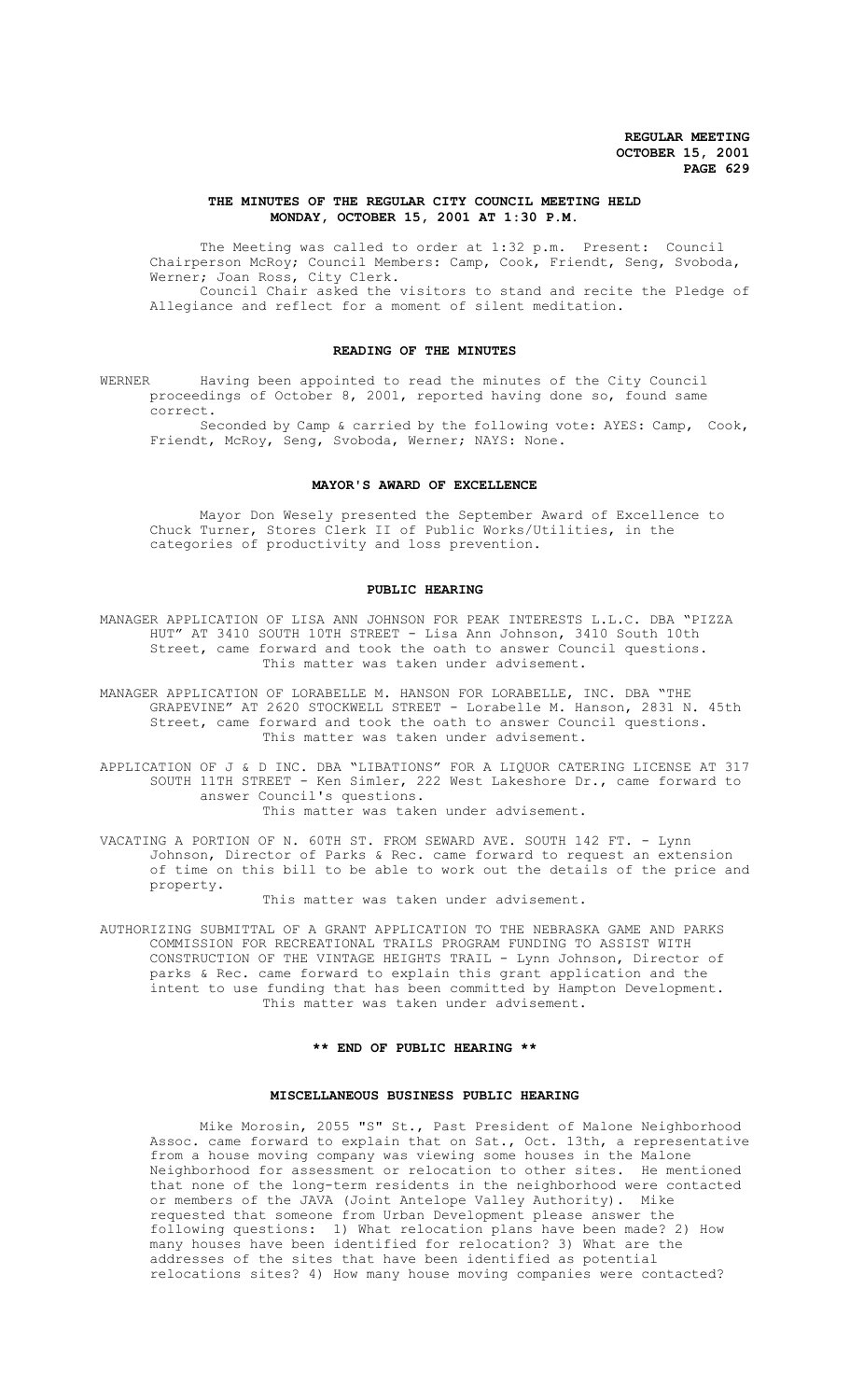# THE MINUTES OF THE REGULAR CITY COUNCIL MEETING HELD MONDAY, OCTOBER 15, 2001 AT 1:30 P.M.

The Meeting was called to order at 1:32 p.m. Present: Council Chairperson McRoy; Council Members: Camp, Cook, Friendt, Seng, Svoboda, Werner; Joan Ross, City Clerk.

Council Chair asked the visitors to stand and recite the Pledge of Allegiance and reflect for a moment of silent meditation.

## READING OF THE MINUTES

WERNER Having been appointed to read the minutes of the City Council proceedings of October 8, 2001, reported having done so, found same correct.

Seconded by Camp & carried by the following vote: AYES: Camp, Cook, Friendt, McRoy, Seng, Svoboda, Werner; NAYS: None.

## MAYOR'S AWARD OF EXCELLENCE

Mayor Don Wesely presented the September Award of Excellence to Chuck Turner, Stores Clerk II of Public Works/Utilities, in the categories of productivity and loss prevention.

## PUBLIC HEARING

MANAGER APPLICATION OF LISA ANN JOHNSON FOR PEAK INTERESTS L.L.C. DBA "PIZZA HUT" AT 3410 SOUTH 10TH STREET - Lisa Ann Johnson, 3410 South 10th Street, came forward and took the oath to answer Council questions. This matter was taken under advisement.

MANAGER APPLICATION OF LORABELLE M. HANSON FOR LORABELLE, INC. DBA "THE GRAPEVINE" AT 2620 STOCKWELL STREET - Lorabelle M. Hanson, 2831 N. 45th Street, came forward and took the oath to answer Council questions. This matter was taken under advisement.

APPLICATION OF J & D INC. DBA "LIBATIONS" FOR A LIQUOR CATERING LICENSE AT 317 SOUTH 11TH STREET - Ken Simler, 222 West Lakeshore Dr., came forward to answer Council's questions.
This matter was taken under advisement.

VACATING A PORTION OF N. 60TH ST. FROM SEWARD AVE. SOUTH 142 FT. - Lynn Johnson, Director of Parks & Rec. came forward to request an extension of time on this bill to be able to work out the details of the price and property.
This matter was taken under advisement.

AUTHORIZING SUBMITTAL OF A GRANT APPLICATION TO THE NEBRASKA GAME AND PARKS COMMISSION FOR RECREATIONAL TRAILS PROGRAM FUNDING TO ASSIST WITH CONSTRUCTION OF THE VINTAGE HEIGHTS TRAIL - Lynn Johnson, Director of parks & Rec. came forward to explain this grant application and the intent to use funding that has been committed by Hampton Development. This matter was taken under advisement.

## ** END OF PUBLIC HEARING **

## MISCELLANEOUS BUSINESS PUBLIC HEARING

Mike Morosin, 2055 "S" St., Past President of Malone Neighborhood Assoc. came forward to explain that on Sat., Oct. 13th, a representative from a house moving company was viewing some houses in the Malone Neighborhood for assessment or relocation to other sites. He mentioned that none of the long-term residents in the neighborhood were contacted or members of the JAVA (Joint Antelope Valley Authority). Mike requested that someone from Urban Development please answer the following questions: 1) What relocation plans have been made? 2) How many houses have been identified for relocation? 3) What are the addresses of the sites that have been identified as potential relocations sites? 4) How many house moving companies were contacted?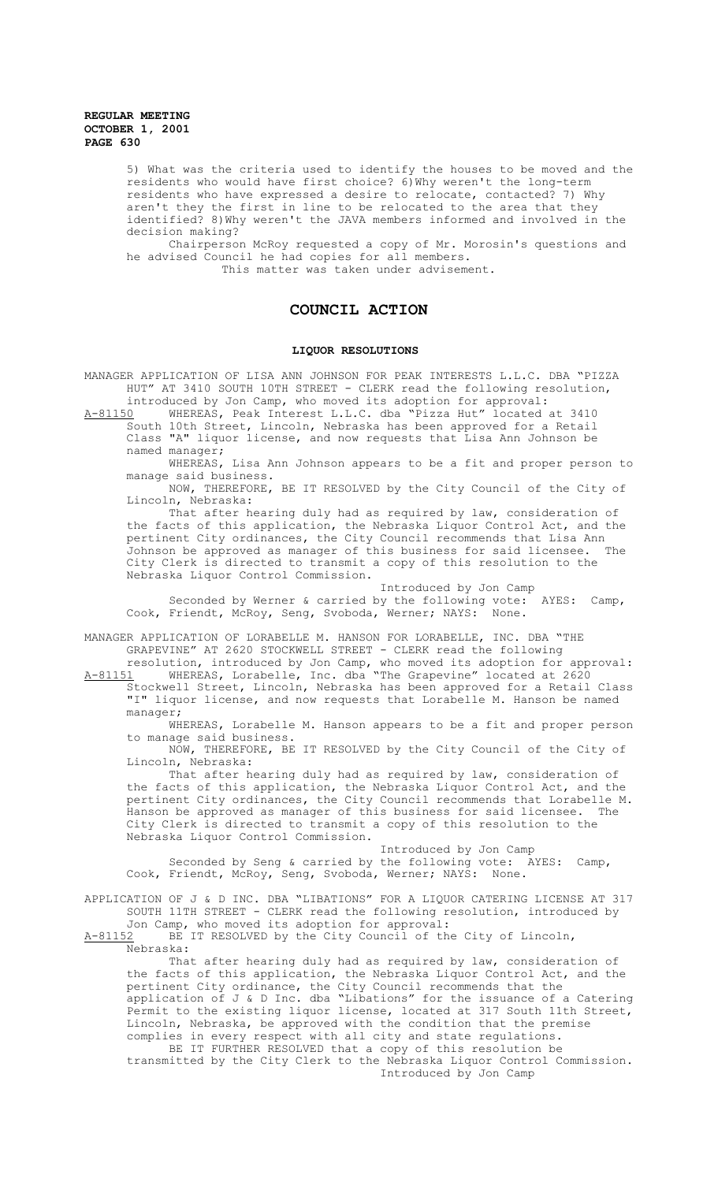5) What was the criteria used to identify the houses to be moved and the residents who would have first choice? 6)Why weren't the long-term residents who have expressed a desire to relocate, contacted? 7) Why aren't they the first in line to be relocated to the area that they identified? 8)Why weren't the JAVA members informed and involved in the decision making?

Chairperson McRoy requested a copy of Mr. Morosin's questions and he advised Council he had copies for all members.

This matter was taken under advisement.

## COUNCIL ACTION

### LIQUOR RESOLUTIONS

MANAGER APPLICATION OF LISA ANN JOHNSON FOR PEAK INTERESTS L.L.C. DBA "PIZZA HUT" AT 3410 SOUTH 10TH STREET - CLERK read the following resolution, introduced by Jon Camp, who moved its adoption for approval:

A-81150 WHEREAS, Peak Interest L.L.C. dba "Pizza Hut" located at 3410 South 10th Street, Lincoln, Nebraska has been approved for a Retail Class "A" liquor license, and now requests that Lisa Ann Johnson be named manager;

WHEREAS, Lisa Ann Johnson appears to be a fit and proper person to manage said business.

NOW, THEREFORE, BE IT RESOLVED by the City Council of the City of Lincoln, Nebraska:

That after hearing duly had as required by law, consideration of the facts of this application, the Nebraska Liquor Control Act, and the pertinent City ordinances, the City Council recommends that Lisa Ann Johnson be approved as manager of this business for said licensee. The City Clerk is directed to transmit a copy of this resolution to the Nebraska Liquor Control Commission.

Introduced by Jon Camp

Seconded by Werner & carried by the following vote: AYES: Camp, Cook, Friendt, McRoy, Seng, Svoboda, Werner; NAYS: None.

MANAGER APPLICATION OF LORABELLE M. HANSON FOR LORABELLE, INC. DBA "THE GRAPEVINE" AT 2620 STOCKWELL STREET - CLERK read the following resolution, introduced by Jon Camp, who moved its adoption for approval:

A-81151 WHEREAS, Lorabelle, Inc. dba "The Grapevine" located at 2620 Stockwell Street, Lincoln, Nebraska has been approved for a Retail Class "I" liquor license, and now requests that Lorabelle M. Hanson be named manager;

WHEREAS, Lorabelle M. Hanson appears to be a fit and proper person to manage said business.

NOW, THEREFORE, BE IT RESOLVED by the City Council of the City of Lincoln, Nebraska:

That after hearing duly had as required by law, consideration of the facts of this application, the Nebraska Liquor Control Act, and the pertinent City ordinances, the City Council recommends that Lorabelle M. Hanson be approved as manager of this business for said licensee. The City Clerk is directed to transmit a copy of this resolution to the Nebraska Liquor Control Commission.

Introduced by Jon Camp

Seconded by Seng & carried by the following vote: AYES: Camp, Cook, Friendt, McRoy, Seng, Svoboda, Werner; NAYS: None.

APPLICATION OF J & D INC. DBA "LIBATIONS" FOR A LIQUOR CATERING LICENSE AT 317 SOUTH 11TH STREET - CLERK read the following resolution, introduced by Jon Camp, who moved its adoption for approval:

A-81152 BE IT RESOLVED by the City Council of the City of Lincoln, Nebraska:

That after hearing duly had as required by law, consideration of the facts of this application, the Nebraska Liquor Control Act, and the pertinent City ordinance, the City Council recommends that the application of J & D Inc. dba "Libations" for the issuance of a Catering Permit to the existing liquor license, located at 317 South 11th Street, Lincoln, Nebraska, be approved with the condition that the premise complies in every respect with all city and state regulations.

BE IT FURTHER RESOLVED that a copy of this resolution be transmitted by the City Clerk to the Nebraska Liquor Control Commission.

Introduced by Jon Camp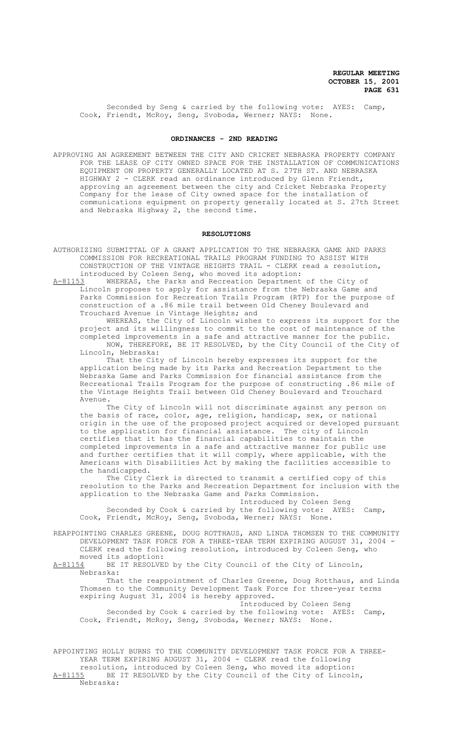Seconded by Seng & carried by the following vote: AYES: Camp, Cook, Friendt, McRoy, Seng, Svoboda, Werner; NAYS: None.

## ORDINANCES - 2ND READING

APPROVING AN AGREEMENT BETWEEN THE CITY AND CRICKET NEBRASKA PROPERTY COMPANY FOR THE LEASE OF CITY OWNED SPACE FOR THE INSTALLATION OF COMMUNICATIONS EQUIPMENT ON PROPERTY GENERALLY LOCATED AT S. 27TH ST. AND NEBRASKA HIGHWAY 2 - CLERK read an ordinance introduced by Glenn Friendt, approving an agreement between the city and Cricket Nebraska Property Company for the lease of City owned space for the installation of communications equipment on property generally located at S. 27th Street and Nebraska Highway 2, the second time.

## RESOLUTIONS

AUTHORIZING SUBMITTAL OF A GRANT APPLICATION TO THE NEBRASKA GAME AND PARKS COMMISSION FOR RECREATIONAL TRAILS PROGRAM FUNDING TO ASSIST WITH CONSTRUCTION OF THE VINTAGE HEIGHTS TRAIL - CLERK read a resolution, introduced by Coleen Seng, who moved its adoption:

A-81153 WHEREAS, the Parks and Recreation Department of the City of Lincoln proposes to apply for assistance from the Nebraska Game and Parks Commission for Recreation Trails Program (RTP) for the purpose of construction of a .86 mile trail between Old Cheney Boulevard and Trouchard Avenue in Vintage Heights; and

WHEREAS, the City of Lincoln wishes to express its support for the project and its willingness to commit to the cost of maintenance of the completed improvements in a safe and attractive manner for the public.

NOW, THEREFORE, BE IT RESOLVED, by the City Council of the City of Lincoln, Nebraska:

That the City of Lincoln hereby expresses its support for the application being made by its Parks and Recreation Department to the Nebraska Game and Parks Commission for financial assistance from the Recreational Trails Program for the purpose of constructing .86 mile of the Vintage Heights Trail between Old Cheney Boulevard and Trouchard Avenue.

The City of Lincoln will not discriminate against any person on the basis of race, color, age, religion, handicap, sex, or national origin in the use of the proposed project acquired or developed pursuant to the application for financial assistance. The city of Lincoln certifies that it has the financial capabilities to maintain the completed improvements in a safe and attractive manner for public use and further certifies that it will comply, where applicable, with the Americans with Disabilities Act by making the facilities accessible to the handicapped.

The City Clerk is directed to transmit a certified copy of this resolution to the Parks and Recreation Department for inclusion with the application to the Nebraska Game and Parks Commission.

Introduced by Coleen Seng

Seconded by Cook & carried by the following vote: AYES: Camp, Cook, Friendt, McRoy, Seng, Svoboda, Werner; NAYS: None.

REAPPOINTING CHARLES GREENE, DOUG ROTTHAUS, AND LINDA THOMSEN TO THE COMMUNITY DEVELOPMENT TASK FORCE FOR A THREE-YEAR TERM EXPIRING AUGUST 31, 2004 - CLERK read the following resolution, introduced by Coleen Seng, who moved its adoption:

A-81154 BE IT RESOLVED by the City Council of the City of Lincoln, Nebraska:

That the reappointment of Charles Greene, Doug Rotthaus, and Linda Thomsen to the Community Development Task Force for three-year terms expiring August 31, 2004 is hereby approved.

Introduced by Coleen Seng

Seconded by Cook & carried by the following vote: AYES: Camp, Cook, Friendt, McRoy, Seng, Svoboda, Werner; NAYS: None.

APPOINTING HOLLY BURNS TO THE COMMUNITY DEVELOPMENT TASK FORCE FOR A THREE-YEAR TERM EXPIRING AUGUST 31, 2004 - CLERK read the following resolution, introduced by Coleen Seng, who moved its adoption:

A-81155 BE IT RESOLVED by the City Council of the City of Lincoln, Nebraska: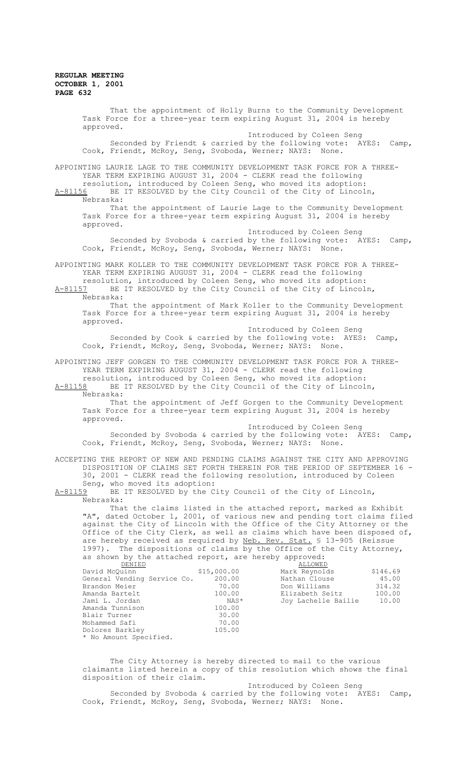That the appointment of Holly Burns to the Community Development Task Force for a three-year term expiring August 31, 2004 is hereby approved.

Introduced by Coleen Seng

Seconded by Friendt & carried by the following vote: AYES: Camp, Cook, Friendt, McRoy, Seng, Svoboda, Werner; NAYS: None.

APPOINTING LAURIE LAGE TO THE COMMUNITY DEVELOPMENT TASK FORCE FOR A THREE-YEAR TERM EXPIRING AUGUST 31, 2004 - CLERK read the following resolution, introduced by Coleen Seng, who moved its adoption:

A-81156 BE IT RESOLVED by the City Council of the City of Lincoln, Nebraska:

That the appointment of Laurie Lage to the Community Development Task Force for a three-year term expiring August 31, 2004 is hereby approved.

Introduced by Coleen Seng

Seconded by Svoboda & carried by the following vote: AYES: Camp, Cook, Friendt, McRoy, Seng, Svoboda, Werner; NAYS: None.

APPOINTING MARK KOLLER TO THE COMMUNITY DEVELOPMENT TASK FORCE FOR A THREE-YEAR TERM EXPIRING AUGUST 31, 2004 - CLERK read the following resolution, introduced by Coleen Seng, who moved its adoption:

A-81157 BE IT RESOLVED by the City Council of the City of Lincoln, Nebraska:

That the appointment of Mark Koller to the Community Development Task Force for a three-year term expiring August 31, 2004 is hereby approved.

Introduced by Coleen Seng

Seconded by Cook & carried by the following vote: AYES: Camp, Cook, Friendt, McRoy, Seng, Svoboda, Werner; NAYS: None.

APPOINTING JEFF GORGEN TO THE COMMUNITY DEVELOPMENT TASK FORCE FOR A THREE-YEAR TERM EXPIRING AUGUST 31, 2004 - CLERK read the following resolution, introduced by Coleen Seng, who moved its adoption:

A-81158 BE IT RESOLVED by the City Council of the City of Lincoln, Nebraska:

That the appointment of Jeff Gorgen to the Community Development Task Force for a three-year term expiring August 31, 2004 is hereby approved.

Introduced by Coleen Seng

Seconded by Svoboda & carried by the following vote: AYES: Camp, Cook, Friendt, McRoy, Seng, Svoboda, Werner; NAYS: None.

ACCEPTING THE REPORT OF NEW AND PENDING CLAIMS AGAINST THE CITY AND APPROVING DISPOSITION OF CLAIMS SET FORTH THEREIN FOR THE PERIOD OF SEPTEMBER 16 - 30, 2001 - CLERK read the following resolution, introduced by Coleen Seng, who moved its adoption:

A-81159 BE IT RESOLVED by the City Council of the City of Lincoln, Nebraska:

That the claims listed in the attached report, marked as Exhibit "A", dated October 1, 2001, of various new and pending tort claims filed against the City of Lincoln with the Office of the City Attorney or the Office of the City Clerk, as well as claims which have been disposed of, are hereby received as required by Neb. Rev. Stat. § 13-905 (Reissue 1997). The dispositions of claims by the Office of the City Attorney, as shown by the attached report, are hereby approved:

| DENIED | | ALLOWED | |
|---|---|---|---|
| David McQuinn | $15,000.00 | Mark Reynolds | $146.69 |
| General Vending Service Co. | 200.00 | Nathan Clouse | 45.00 |
| Brandon Meier | 70.00 | Don Williams | 314.32 |
| Amanda Bartelt | 100.00 | Elizabeth Seitz | 100.00 |
| Jami L. Jordan | NAS* | Joy Lachelle Bailie | 10.00 |
| Amanda Tunnison | 100.00 | | |
| Blair Turner | 30.00 | | |
| Mohammed Safi | 70.00 | | |
| Dolores Barkley | 105.00 | | |

* No Amount Specified.

The City Attorney is hereby directed to mail to the various claimants listed herein a copy of this resolution which shows the final disposition of their claim.

Introduced by Coleen Seng

Seconded by Svoboda & carried by the following vote: AYES: Camp, Cook, Friendt, McRoy, Seng, Svoboda, Werner; NAYS: None.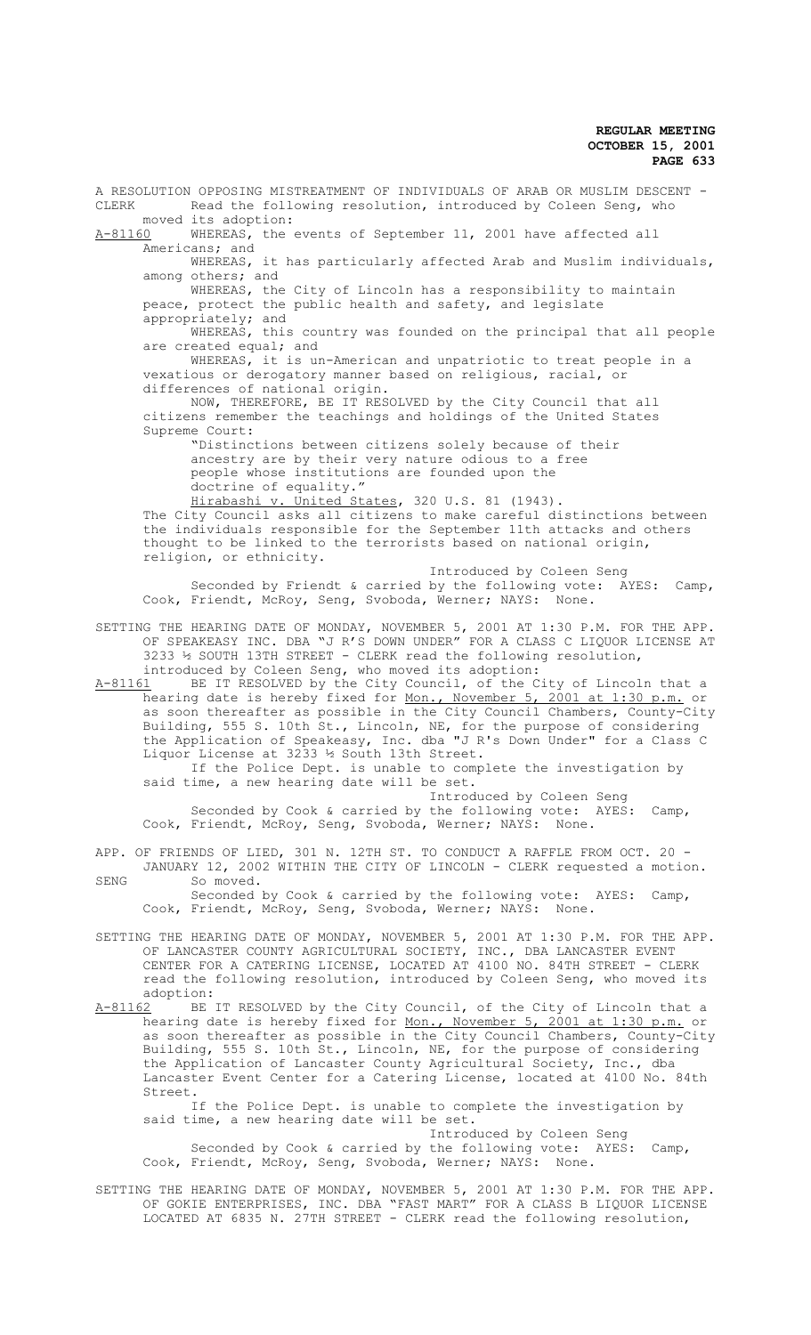A RESOLUTION OPPOSING MISTREATMENT OF INDIVIDUALS OF ARAB OR MUSLIM DESCENT - CLERK Read the following resolution, introduced by Coleen Seng, who moved its adoption:

A-81160 WHEREAS, the events of September 11, 2001 have affected all Americans; and

WHEREAS, it has particularly affected Arab and Muslim individuals, among others; and

WHEREAS, the City of Lincoln has a responsibility to maintain peace, protect the public health and safety, and legislate appropriately; and

WHEREAS, this country was founded on the principal that all people are created equal; and

WHEREAS, it is un-American and unpatriotic to treat people in a vexatious or derogatory manner based on religious, racial, or differences of national origin.

NOW, THEREFORE, BE IT RESOLVED by the City Council that all citizens remember the teachings and holdings of the United States Supreme Court:

"Distinctions between citizens solely because of their ancestry are by their very nature odious to a free people whose institutions are founded upon the doctrine of equality."

Hirabashi v. United States, 320 U.S. 81 (1943).

The City Council asks all citizens to make careful distinctions between the individuals responsible for the September 11th attacks and others thought to be linked to the terrorists based on national origin, religion, or ethnicity.

Introduced by Coleen Seng

Seconded by Friendt & carried by the following vote: AYES: Camp, Cook, Friendt, McRoy, Seng, Svoboda, Werner; NAYS: None.

SETTING THE HEARING DATE OF MONDAY, NOVEMBER 5, 2001 AT 1:30 P.M. FOR THE APP. OF SPEAKEASY INC. DBA "J R'S DOWN UNDER" FOR A CLASS C LIQUOR LICENSE AT 3233 ½ SOUTH 13TH STREET - CLERK read the following resolution, introduced by Coleen Seng, who moved its adoption:

A-81161 BE IT RESOLVED by the City Council, of the City of Lincoln that a hearing date is hereby fixed for Mon., November 5, 2001 at 1:30 p.m. or as soon thereafter as possible in the City Council Chambers, County-City Building, 555 S. 10th St., Lincoln, NE, for the purpose of considering the Application of Speakeasy, Inc. dba "J R's Down Under" for a Class C Liquor License at 3233 ½ South 13th Street.

If the Police Dept. is unable to complete the investigation by said time, a new hearing date will be set.

Introduced by Coleen Seng

Seconded by Cook & carried by the following vote: AYES: Camp, Cook, Friendt, McRoy, Seng, Svoboda, Werner; NAYS: None.

APP. OF FRIENDS OF LIED, 301 N. 12TH ST. TO CONDUCT A RAFFLE FROM OCT. 20 - JANUARY 12, 2002 WITHIN THE CITY OF LINCOLN - CLERK requested a motion.

SENG So moved.

Seconded by Cook & carried by the following vote: AYES: Camp, Cook, Friendt, McRoy, Seng, Svoboda, Werner; NAYS: None.

SETTING THE HEARING DATE OF MONDAY, NOVEMBER 5, 2001 AT 1:30 P.M. FOR THE APP. OF LANCASTER COUNTY AGRICULTURAL SOCIETY, INC., DBA LANCASTER EVENT CENTER FOR A CATERING LICENSE, LOCATED AT 4100 NO. 84TH STREET - CLERK read the following resolution, introduced by Coleen Seng, who moved its adoption:

A-81162 BE IT RESOLVED by the City Council, of the City of Lincoln that a hearing date is hereby fixed for Mon., November 5, 2001 at 1:30 p.m. or as soon thereafter as possible in the City Council Chambers, County-City Building, 555 S. 10th St., Lincoln, NE, for the purpose of considering the Application of Lancaster County Agricultural Society, Inc., dba Lancaster Event Center for a Catering License, located at 4100 No. 84th Street.

If the Police Dept. is unable to complete the investigation by said time, a new hearing date will be set.

Introduced by Coleen Seng

Seconded by Cook & carried by the following vote: AYES: Camp, Cook, Friendt, McRoy, Seng, Svoboda, Werner; NAYS: None.

SETTING THE HEARING DATE OF MONDAY, NOVEMBER 5, 2001 AT 1:30 P.M. FOR THE APP. OF GOKIE ENTERPRISES, INC. DBA "FAST MART" FOR A CLASS B LIQUOR LICENSE LOCATED AT 6835 N. 27TH STREET - CLERK read the following resolution,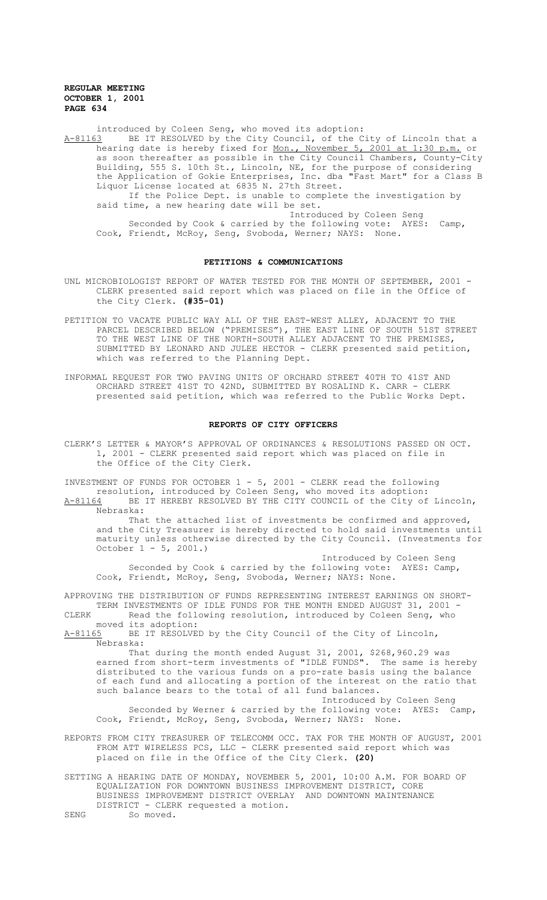introduced by Coleen Seng, who moved its adoption:

A-81163 BE IT RESOLVED by the City Council, of the City of Lincoln that a hearing date is hereby fixed for Mon., November 5, 2001 at 1:30 p.m. or as soon thereafter as possible in the City Council Chambers, County-City Building, 555 S. 10th St., Lincoln, NE, for the purpose of considering the Application of Gokie Enterprises, Inc. dba "Fast Mart" for a Class B Liquor License located at 6835 N. 27th Street.

If the Police Dept. is unable to complete the investigation by said time, a new hearing date will be set.

Introduced by Coleen Seng

Seconded by Cook & carried by the following vote: AYES: Camp, Cook, Friendt, McRoy, Seng, Svoboda, Werner; NAYS: None.

## PETITIONS & COMMUNICATIONS

UNL MICROBIOLOGIST REPORT OF WATER TESTED FOR THE MONTH OF SEPTEMBER, 2001 - CLERK presented said report which was placed on file in the Office of the City Clerk. **(#35-01)**

PETITION TO VACATE PUBLIC WAY ALL OF THE EAST-WEST ALLEY, ADJACENT TO THE PARCEL DESCRIBED BELOW ("PREMISES"), THE EAST LINE OF SOUTH 51ST STREET TO THE WEST LINE OF THE NORTH-SOUTH ALLEY ADJACENT TO THE PREMISES, SUBMITTED BY LEONARD AND JULEE HECTOR - CLERK presented said petition, which was referred to the Planning Dept.

INFORMAL REQUEST FOR TWO PAVING UNITS OF ORCHARD STREET 40TH TO 41ST AND ORCHARD STREET 41ST TO 42ND, SUBMITTED BY ROSALIND K. CARR - CLERK presented said petition, which was referred to the Public Works Dept.

## REPORTS OF CITY OFFICERS

CLERK'S LETTER & MAYOR'S APPROVAL OF ORDINANCES & RESOLUTIONS PASSED ON OCT. 1, 2001 - CLERK presented said report which was placed on file in the Office of the City Clerk.

INVESTMENT OF FUNDS FOR OCTOBER 1 - 5, 2001 - CLERK read the following resolution, introduced by Coleen Seng, who moved its adoption:

A-81164 BE IT HEREBY RESOLVED BY THE CITY COUNCIL of the City of Lincoln, Nebraska:

That the attached list of investments be confirmed and approved, and the City Treasurer is hereby directed to hold said investments until maturity unless otherwise directed by the City Council. (Investments for October 1 - 5, 2001.)

Introduced by Coleen Seng

Seconded by Cook & carried by the following vote: AYES: Camp, Cook, Friendt, McRoy, Seng, Svoboda, Werner; NAYS: None.

APPROVING THE DISTRIBUTION OF FUNDS REPRESENTING INTEREST EARNINGS ON SHORT-TERM INVESTMENTS OF IDLE FUNDS FOR THE MONTH ENDED AUGUST 31, 2001 - CLERK Read the following resolution, introduced by Coleen Seng, who moved its adoption:

A-81165 BE IT RESOLVED by the City Council of the City of Lincoln, Nebraska:

That during the month ended August 31, 2001, $268,960.29 was earned from short-term investments of "IDLE FUNDS". The same is hereby distributed to the various funds on a pro-rate basis using the balance of each fund and allocating a portion of the interest on the ratio that such balance bears to the total of all fund balances.

Introduced by Coleen Seng

Seconded by Werner & carried by the following vote: AYES: Camp, Cook, Friendt, McRoy, Seng, Svoboda, Werner; NAYS: None.

REPORTS FROM CITY TREASURER OF TELECOMM OCC. TAX FOR THE MONTH OF AUGUST, 2001 FROM ATT WIRELESS PCS, LLC - CLERK presented said report which was placed on file in the Office of the City Clerk. **(20)**

SETTING A HEARING DATE OF MONDAY, NOVEMBER 5, 2001, 10:00 A.M. FOR BOARD OF EQUALIZATION FOR DOWNTOWN BUSINESS IMPROVEMENT DISTRICT, CORE BUSINESS IMPROVEMENT DISTRICT OVERLAY AND DOWNTOWN MAINTENANCE DISTRICT - CLERK requested a motion.

SENG So moved.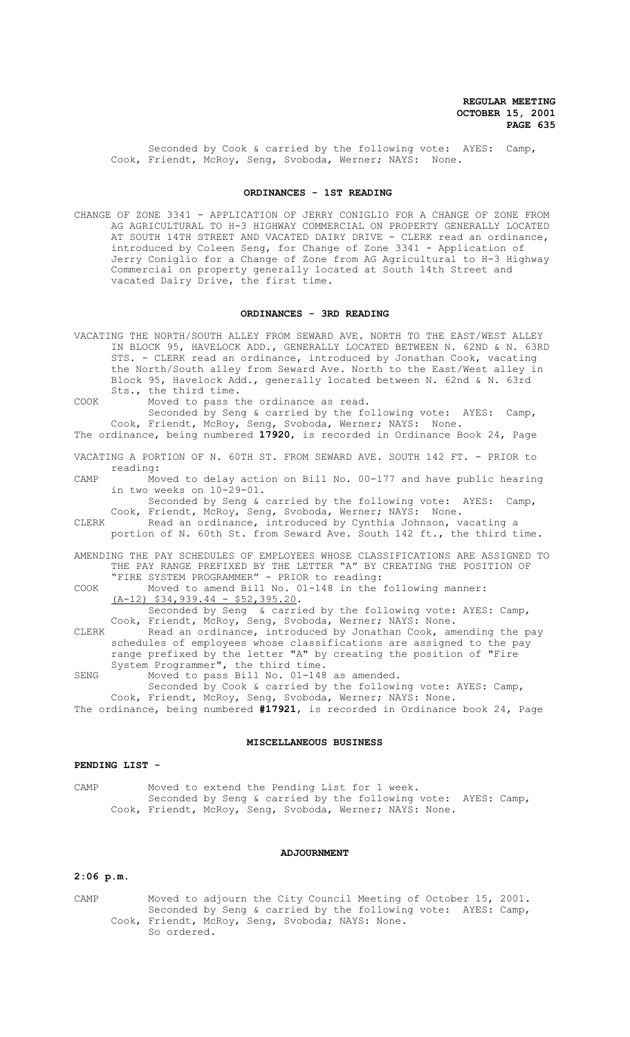Seconded by Cook & carried by the following vote: AYES: Camp, Cook, Friendt, McRoy, Seng, Svoboda, Werner; NAYS: None.

## ORDINANCES - 1ST READING

CHANGE OF ZONE 3341 - APPLICATION OF JERRY CONIGLIO FOR A CHANGE OF ZONE FROM AG AGRICULTURAL TO H-3 HIGHWAY COMMERCIAL ON PROPERTY GENERALLY LOCATED AT SOUTH 14TH STREET AND VACATED DAIRY DRIVE - CLERK read an ordinance, introduced by Coleen Seng, for Change of Zone 3341 - Application of Jerry Coniglio for a Change of Zone from AG Agricultural to H-3 Highway Commercial on property generally located at South 14th Street and vacated Dairy Drive, the first time.

## ORDINANCES - 3RD READING

VACATING THE NORTH/SOUTH ALLEY FROM SEWARD AVE. NORTH TO THE EAST/WEST ALLEY IN BLOCK 95, HAVELOCK ADD., GENERALLY LOCATED BETWEEN N. 62ND & N. 63RD STS. - CLERK read an ordinance, introduced by Jonathan Cook, vacating the North/South alley from Seward Ave. North to the East/West alley in Block 95, Havelock Add., generally located between N. 62nd & N. 63rd Sts., the third time.

COOK Moved to pass the ordinance as read.
Seconded by Seng & carried by the following vote: AYES: Camp, Cook, Friendt, McRoy, Seng, Svoboda, Werner; NAYS: None.

The ordinance, being numbered **17920**, is recorded in Ordinance Book 24, Page

VACATING A PORTION OF N. 60TH ST. FROM SEWARD AVE. SOUTH 142 FT. - PRIOR to reading:

CAMP Moved to delay action on Bill No. 00-177 and have public hearing in two weeks on 10-29-01.
Seconded by Seng & carried by the following vote: AYES: Camp, Cook, Friendt, McRoy, Seng, Svoboda, Werner; NAYS: None.

CLERK Read an ordinance, introduced by Cynthia Johnson, vacating a portion of N. 60th St. from Seward Ave. South 142 ft., the third time.

AMENDING THE PAY SCHEDULES OF EMPLOYEES WHOSE CLASSIFICATIONS ARE ASSIGNED TO THE PAY RANGE PREFIXED BY THE LETTER "A" BY CREATING THE POSITION OF "FIRE SYSTEM PROGRAMMER" - PRIOR to reading:

COOK Moved to amend Bill No. 01-148 in the following manner:
<u>(A-12) $34,939.44 - $52,395.20</u>.
Seconded by Seng & carried by the following vote: AYES: Camp, Cook, Friendt, McRoy, Seng, Svoboda, Werner; NAYS: None.

CLERK Read an ordinance, introduced by Jonathan Cook, amending the pay schedules of employees whose classifications are assigned to the pay range prefixed by the letter "A" by creating the position of "Fire System Programmer", the third time.

SENG Moved to pass Bill No. 01-148 as amended.
Seconded by Cook & carried by the following vote: AYES: Camp, Cook, Friendt, McRoy, Seng, Svoboda, Werner; NAYS: None.

The ordinance, being numbered **#17921**, is recorded in Ordinance book 24, Page

## MISCELLANEOUS BUSINESS

### PENDING LIST -

CAMP Moved to extend the Pending List for 1 week.
Seconded by Seng & carried by the following vote: AYES: Camp, Cook, Friendt, McRoy, Seng, Svoboda, Werner; NAYS: None.

## ADJOURNMENT

**2:06 p.m.**

CAMP Moved to adjourn the City Council Meeting of October 15, 2001.
Seconded by Seng & carried by the following vote: AYES: Camp, Cook, Friendt, McRoy, Seng, Svoboda; NAYS: None.
So ordered.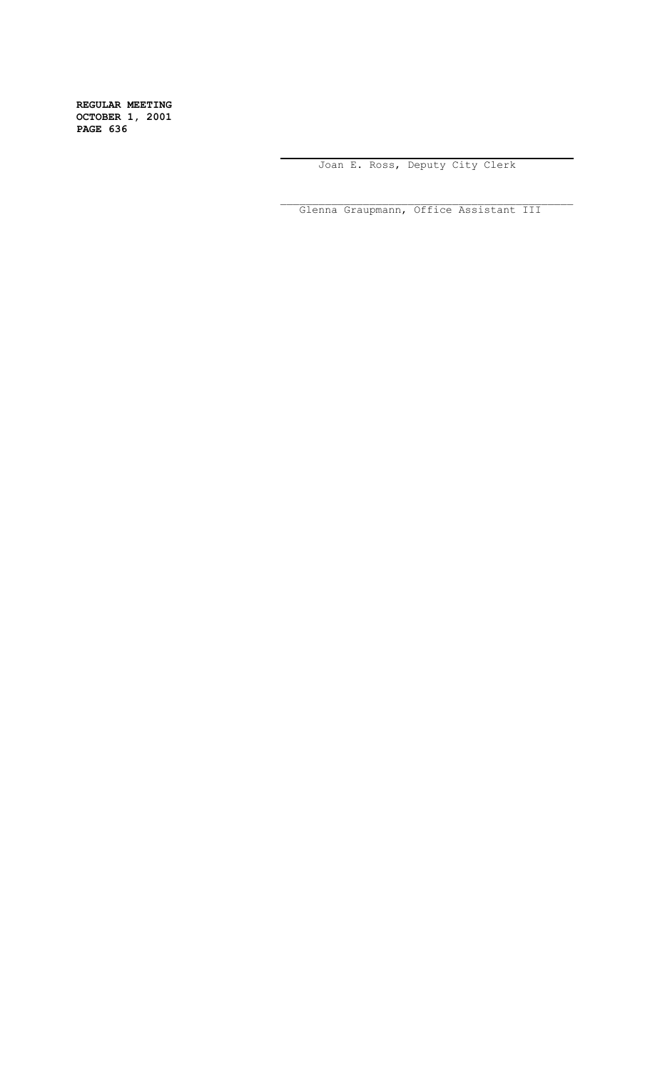Joan E. Ross, Deputy City Clerk

Glenna Graupmann, Office Assistant III